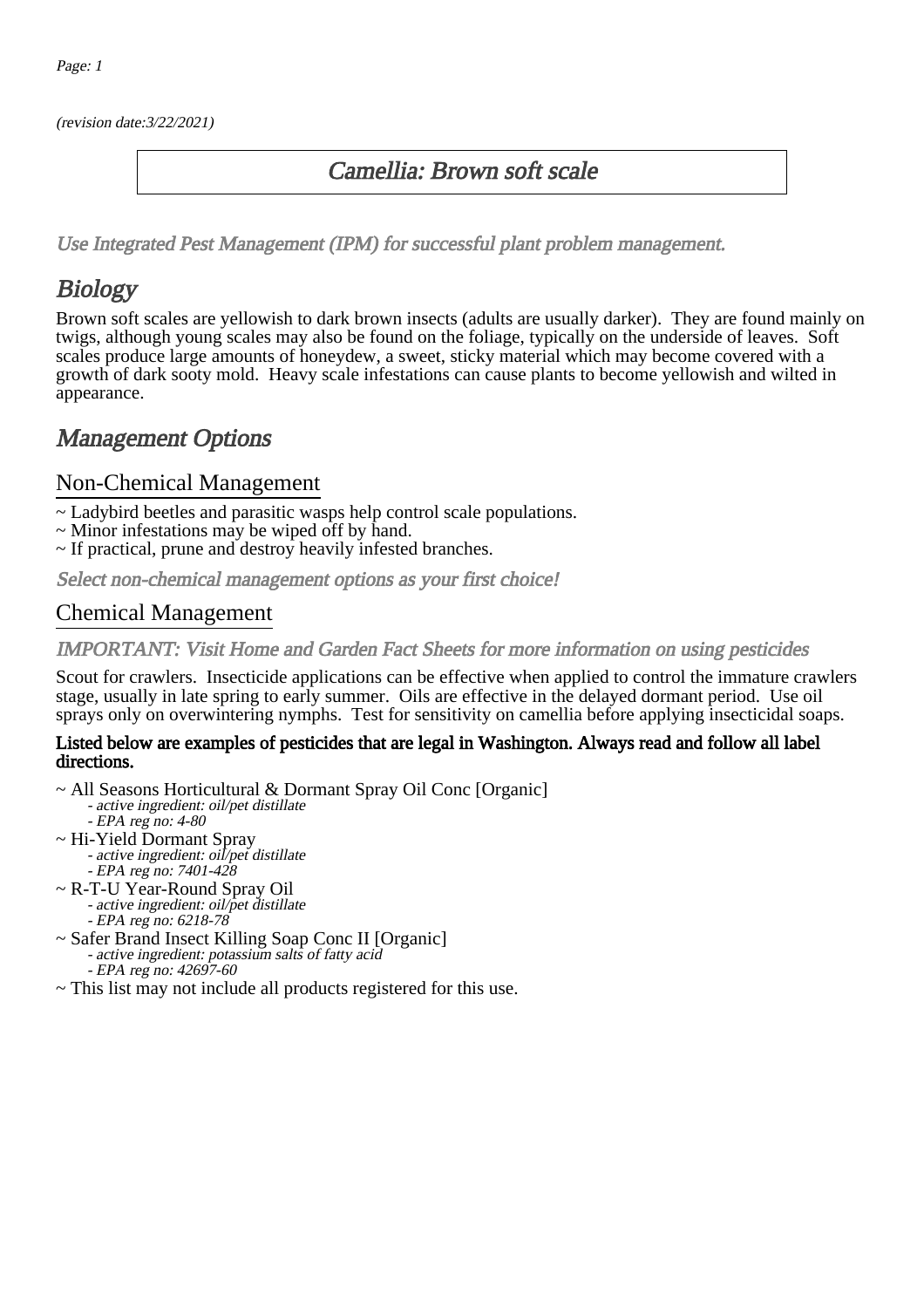(revision date:3/22/2021)

# Camellia: Brown soft scale

*Use Integrated Pest Management (IPM) for successful plant problem management.*

## Biology

Brown soft scales are yellowish to dark brown insects (adults are usually darker). They are found mainly on twigs, although young scales may also be found on the foliage, typically on the underside of leaves. Soft scales produce large amounts of honeydew, a sweet, sticky material which may become covered with a growth of dark sooty mold. Heavy scale infestations can cause plants to become yellowish and wilted in appearance.

## Management Options

### Non-Chemical Management

~ Ladybird beetles and parasitic wasps help control scale populations.
~ Minor infestations may be wiped off by hand.
~ If practical, prune and destroy heavily infested branches.

*Select non-chemical management options as your first choice!*

### Chemical Management

*IMPORTANT: Visit Home and Garden Fact Sheets for more information on using pesticides*

Scout for crawlers. Insecticide applications can be effective when applied to control the immature crawlers stage, usually in late spring to early summer. Oils are effective in the delayed dormant period. Use oil sprays only on overwintering nymphs. Test for sensitivity on camellia before applying insecticidal soaps.

**Listed below are examples of pesticides that are legal in Washington. Always read and follow all label directions.**

~ All Seasons Horticultural & Dormant Spray Oil Conc [Organic]
  - *active ingredient: oil/pet distillate*
  - *EPA reg no: 4-80*

~ Hi-Yield Dormant Spray
  - *active ingredient: oil/pet distillate*
  - *EPA reg no: 7401-428*

~ R-T-U Year-Round Spray Oil
  - *active ingredient: oil/pet distillate*
  - *EPA reg no: 6218-78*

~ Safer Brand Insect Killing Soap Conc II [Organic]
  - *active ingredient: potassium salts of fatty acid*
  - *EPA reg no: 42697-60*

~ This list may not include all products registered for this use.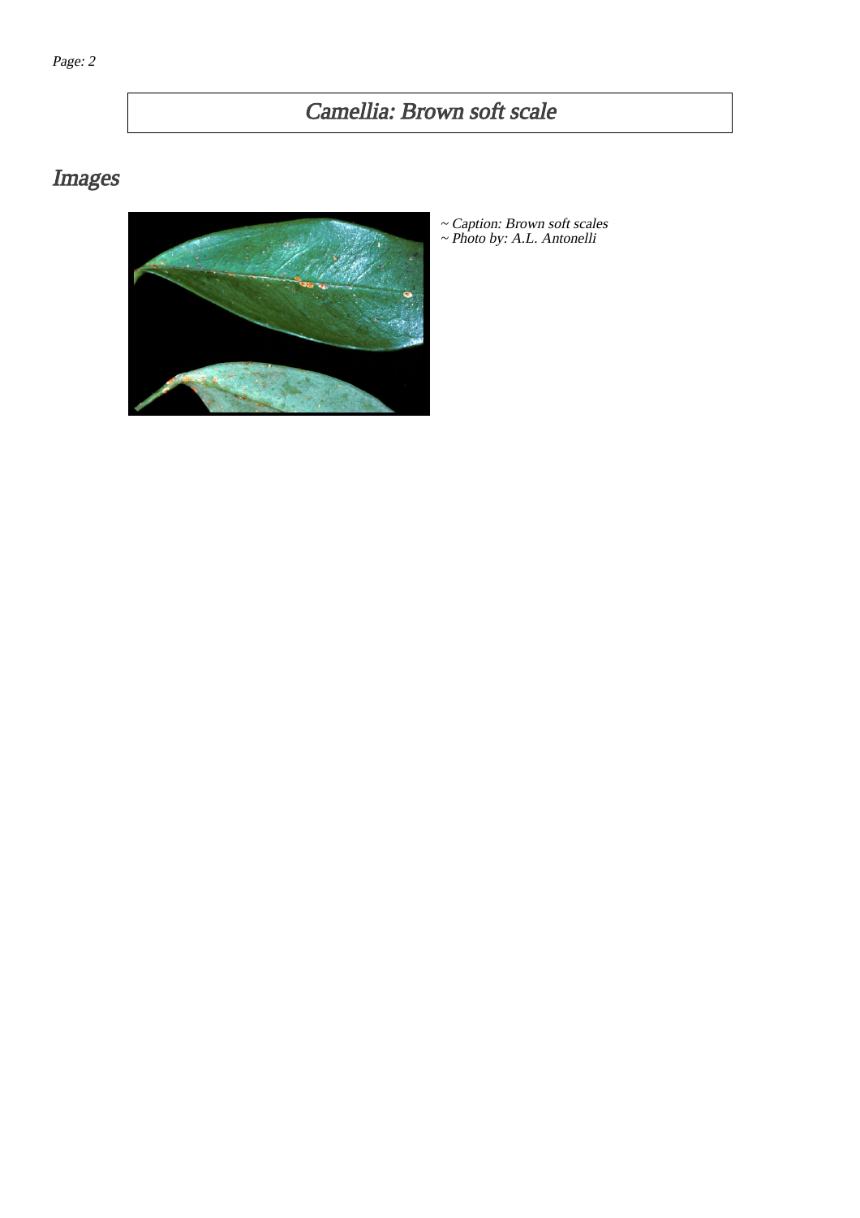# Camellia: Brown soft scale

## Images

~ *Caption: Brown soft scales*
~ *Photo by: A.L. Antonelli*